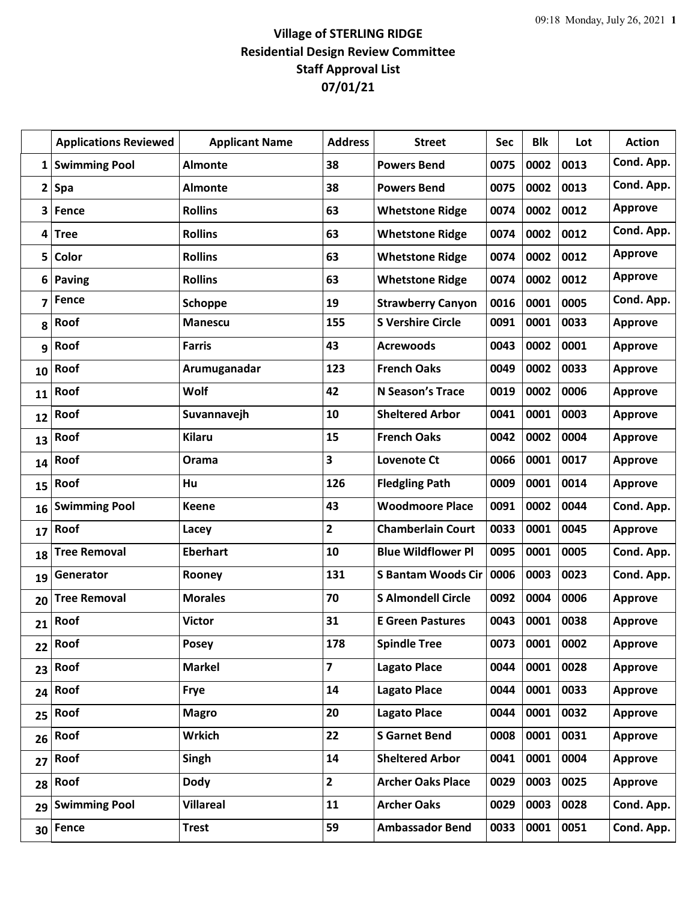# Village of STERLING RIDGE
## Residential Design Review Committee
## Staff Approval List
## 07/01/21

| | Applications Reviewed | Applicant Name | Address | Street | Sec | Blk | Lot | Action |
|---|---|---|---|---|---|---|---|---|
| 1 | Swimming Pool | Almonte | 38 | Powers Bend | 0075 | 0002 | 0013 | Cond. App. |
| 2 | Spa | Almonte | 38 | Powers Bend | 0075 | 0002 | 0013 | Cond. App. |
| 3 | Fence | Rollins | 63 | Whetstone Ridge | 0074 | 0002 | 0012 | Approve |
| 4 | Tree | Rollins | 63 | Whetstone Ridge | 0074 | 0002 | 0012 | Cond. App. |
| 5 | Color | Rollins | 63 | Whetstone Ridge | 0074 | 0002 | 0012 | Approve |
| 6 | Paving | Rollins | 63 | Whetstone Ridge | 0074 | 0002 | 0012 | Approve |
| 7 | Fence | Schoppe | 19 | Strawberry Canyon | 0016 | 0001 | 0005 | Cond. App. |
| 8 | Roof | Manescu | 155 | S Vershire Circle | 0091 | 0001 | 0033 | Approve |
| 9 | Roof | Farris | 43 | Acrewoods | 0043 | 0002 | 0001 | Approve |
| 10 | Roof | Arumuganadar | 123 | French Oaks | 0049 | 0002 | 0033 | Approve |
| 11 | Roof | Wolf | 42 | N Season's Trace | 0019 | 0002 | 0006 | Approve |
| 12 | Roof | Suvannavejh | 10 | Sheltered Arbor | 0041 | 0001 | 0003 | Approve |
| 13 | Roof | Kilaru | 15 | French Oaks | 0042 | 0002 | 0004 | Approve |
| 14 | Roof | Orama | 3 | Lovenote Ct | 0066 | 0001 | 0017 | Approve |
| 15 | Roof | Hu | 126 | Fledgling Path | 0009 | 0001 | 0014 | Approve |
| 16 | Swimming Pool | Keene | 43 | Woodmoore Place | 0091 | 0002 | 0044 | Cond. App. |
| 17 | Roof | Lacey | 2 | Chamberlain Court | 0033 | 0001 | 0045 | Approve |
| 18 | Tree Removal | Eberhart | 10 | Blue Wildflower Pl | 0095 | 0001 | 0005 | Cond. App. |
| 19 | Generator | Rooney | 131 | S Bantam Woods Cir | 0006 | 0003 | 0023 | Cond. App. |
| 20 | Tree Removal | Morales | 70 | S Almondell Circle | 0092 | 0004 | 0006 | Approve |
| 21 | Roof | Victor | 31 | E Green Pastures | 0043 | 0001 | 0038 | Approve |
| 22 | Roof | Posey | 178 | Spindle Tree | 0073 | 0001 | 0002 | Approve |
| 23 | Roof | Markel | 7 | Lagato Place | 0044 | 0001 | 0028 | Approve |
| 24 | Roof | Frye | 14 | Lagato Place | 0044 | 0001 | 0033 | Approve |
| 25 | Roof | Magro | 20 | Lagato Place | 0044 | 0001 | 0032 | Approve |
| 26 | Roof | Wrkich | 22 | S Garnet Bend | 0008 | 0001 | 0031 | Approve |
| 27 | Roof | Singh | 14 | Sheltered Arbor | 0041 | 0001 | 0004 | Approve |
| 28 | Roof | Dody | 2 | Archer Oaks Place | 0029 | 0003 | 0025 | Approve |
| 29 | Swimming Pool | Villareal | 11 | Archer Oaks | 0029 | 0003 | 0028 | Cond. App. |
| 30 | Fence | Trest | 59 | Ambassador Bend | 0033 | 0001 | 0051 | Cond. App. |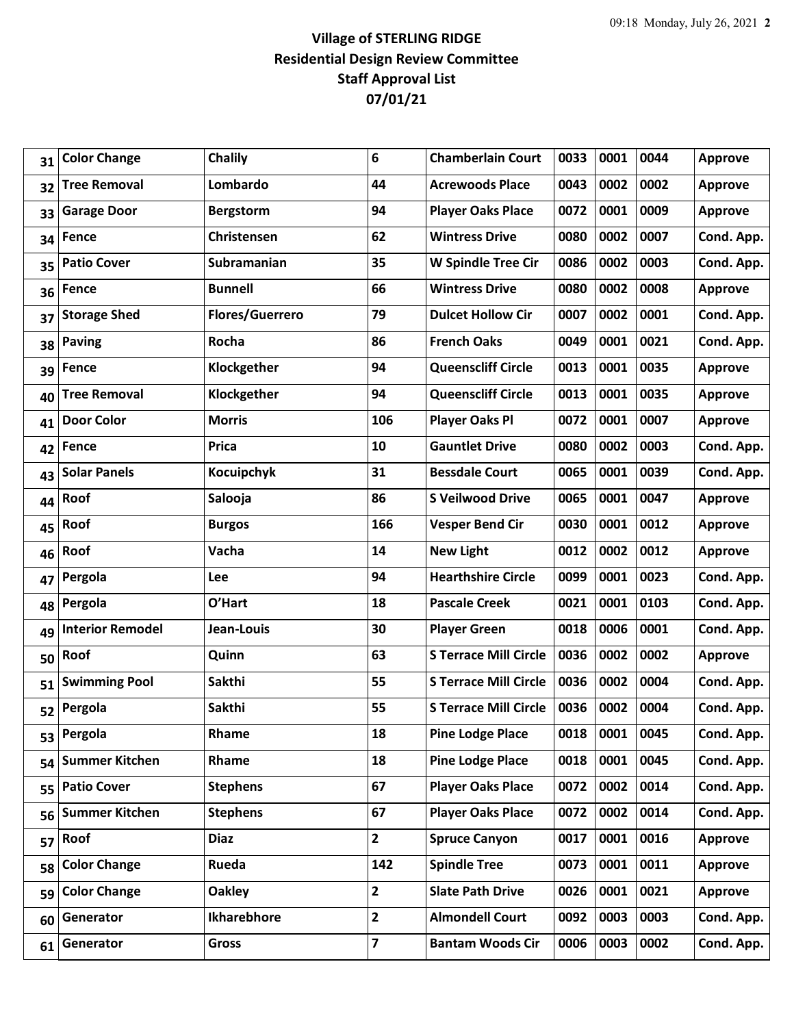**Village of STERLING RIDGE**
**Residential Design Review Committee**
**Staff Approval List**
**07/01/21**

| | | | | | | | | |
|---|---|---|---|---|---|---|---|---|
| 31 | Color Change | Chalily | 6 | Chamberlain Court | 0033 | 0001 | 0044 | Approve |
| 32 | Tree Removal | Lombardo | 44 | Acrewoods Place | 0043 | 0002 | 0002 | Approve |
| 33 | Garage Door | Bergstorm | 94 | Player Oaks Place | 0072 | 0001 | 0009 | Approve |
| 34 | Fence | Christensen | 62 | Wintress Drive | 0080 | 0002 | 0007 | Cond. App. |
| 35 | Patio Cover | Subramanian | 35 | W Spindle Tree Cir | 0086 | 0002 | 0003 | Cond. App. |
| 36 | Fence | Bunnell | 66 | Wintress Drive | 0080 | 0002 | 0008 | Approve |
| 37 | Storage Shed | Flores/Guerrero | 79 | Dulcet Hollow Cir | 0007 | 0002 | 0001 | Cond. App. |
| 38 | Paving | Rocha | 86 | French Oaks | 0049 | 0001 | 0021 | Cond. App. |
| 39 | Fence | Klockgether | 94 | Queenscliff Circle | 0013 | 0001 | 0035 | Approve |
| 40 | Tree Removal | Klockgether | 94 | Queenscliff Circle | 0013 | 0001 | 0035 | Approve |
| 41 | Door Color | Morris | 106 | Player Oaks Pl | 0072 | 0001 | 0007 | Approve |
| 42 | Fence | Prica | 10 | Gauntlet Drive | 0080 | 0002 | 0003 | Cond. App. |
| 43 | Solar Panels | Kocuipchyk | 31 | Bessdale Court | 0065 | 0001 | 0039 | Cond. App. |
| 44 | Roof | Salooja | 86 | S Veilwood Drive | 0065 | 0001 | 0047 | Approve |
| 45 | Roof | Burgos | 166 | Vesper Bend Cir | 0030 | 0001 | 0012 | Approve |
| 46 | Roof | Vacha | 14 | New Light | 0012 | 0002 | 0012 | Approve |
| 47 | Pergola | Lee | 94 | Hearthshire Circle | 0099 | 0001 | 0023 | Cond. App. |
| 48 | Pergola | O'Hart | 18 | Pascale Creek | 0021 | 0001 | 0103 | Cond. App. |
| 49 | Interior Remodel | Jean-Louis | 30 | Player Green | 0018 | 0006 | 0001 | Cond. App. |
| 50 | Roof | Quinn | 63 | S Terrace Mill Circle | 0036 | 0002 | 0002 | Approve |
| 51 | Swimming Pool | Sakthi | 55 | S Terrace Mill Circle | 0036 | 0002 | 0004 | Cond. App. |
| 52 | Pergola | Sakthi | 55 | S Terrace Mill Circle | 0036 | 0002 | 0004 | Cond. App. |
| 53 | Pergola | Rhame | 18 | Pine Lodge Place | 0018 | 0001 | 0045 | Cond. App. |
| 54 | Summer Kitchen | Rhame | 18 | Pine Lodge Place | 0018 | 0001 | 0045 | Cond. App. |
| 55 | Patio Cover | Stephens | 67 | Player Oaks Place | 0072 | 0002 | 0014 | Cond. App. |
| 56 | Summer Kitchen | Stephens | 67 | Player Oaks Place | 0072 | 0002 | 0014 | Cond. App. |
| 57 | Roof | Diaz | 2 | Spruce Canyon | 0017 | 0001 | 0016 | Approve |
| 58 | Color Change | Rueda | 142 | Spindle Tree | 0073 | 0001 | 0011 | Approve |
| 59 | Color Change | Oakley | 2 | Slate Path Drive | 0026 | 0001 | 0021 | Approve |
| 60 | Generator | Ikharebhore | 2 | Almondell Court | 0092 | 0003 | 0003 | Cond. App. |
| 61 | Generator | Gross | 7 | Bantam Woods Cir | 0006 | 0003 | 0002 | Cond. App. |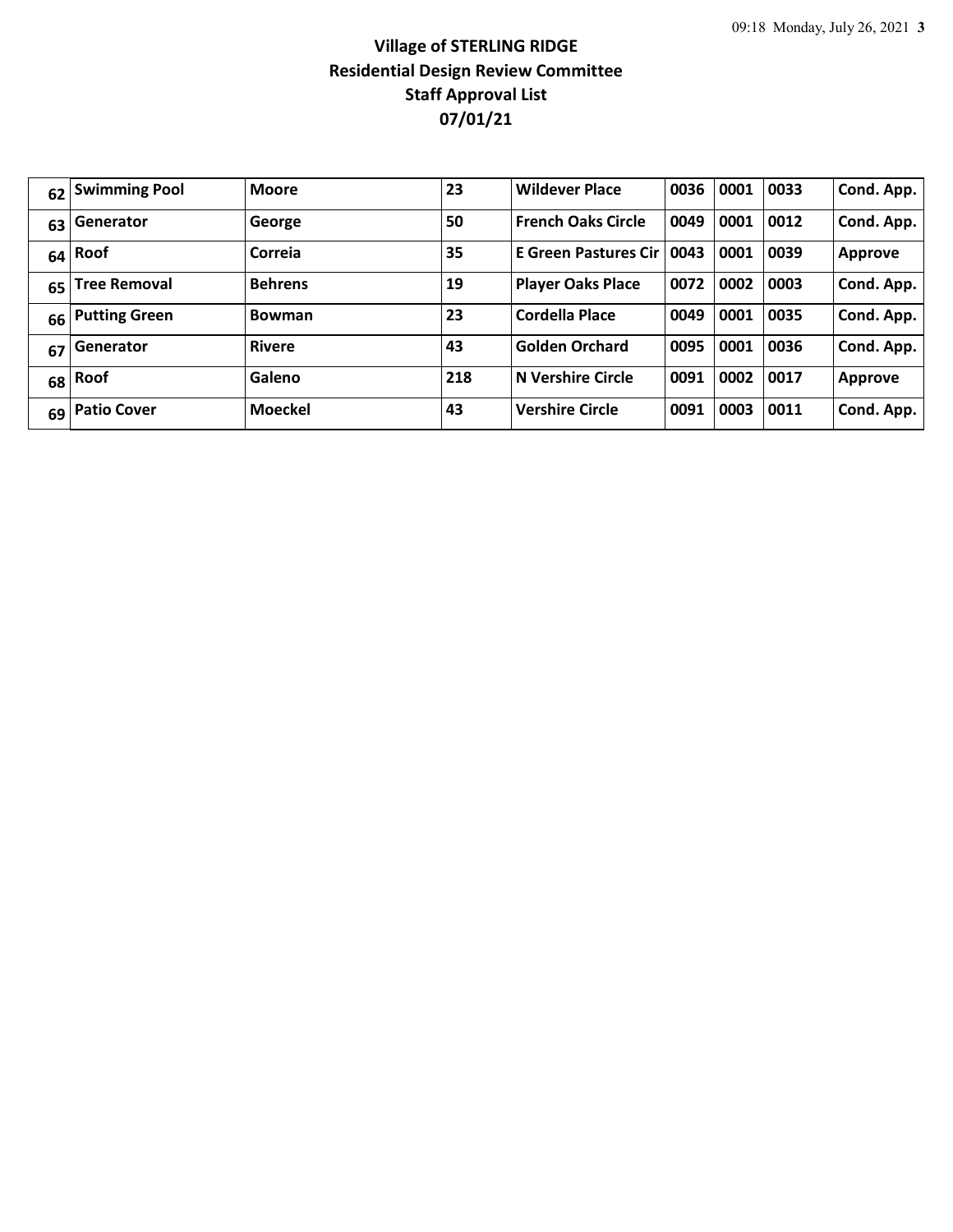**Village of STERLING RIDGE**
**Residential Design Review Committee**
**Staff Approval List**
**07/01/21**

| | | | | | | | | |
|---|---|---|---|---|---|---|---|---|
| 62 | **Swimming Pool** | **Moore** | **23** | **Wildever Place** | **0036** | **0001** | **0033** | **Cond. App.** |
| 63 | **Generator** | **George** | **50** | **French Oaks Circle** | **0049** | **0001** | **0012** | **Cond. App.** |
| 64 | **Roof** | **Correia** | **35** | **E Green Pastures Cir** | **0043** | **0001** | **0039** | **Approve** |
| 65 | **Tree Removal** | **Behrens** | **19** | **Player Oaks Place** | **0072** | **0002** | **0003** | **Cond. App.** |
| 66 | **Putting Green** | **Bowman** | **23** | **Cordella Place** | **0049** | **0001** | **0035** | **Cond. App.** |
| 67 | **Generator** | **Rivere** | **43** | **Golden Orchard** | **0095** | **0001** | **0036** | **Cond. App.** |
| 68 | **Roof** | **Galeno** | **218** | **N Vershire Circle** | **0091** | **0002** | **0017** | **Approve** |
| 69 | **Patio Cover** | **Moeckel** | **43** | **Vershire Circle** | **0091** | **0003** | **0011** | **Cond. App.** |